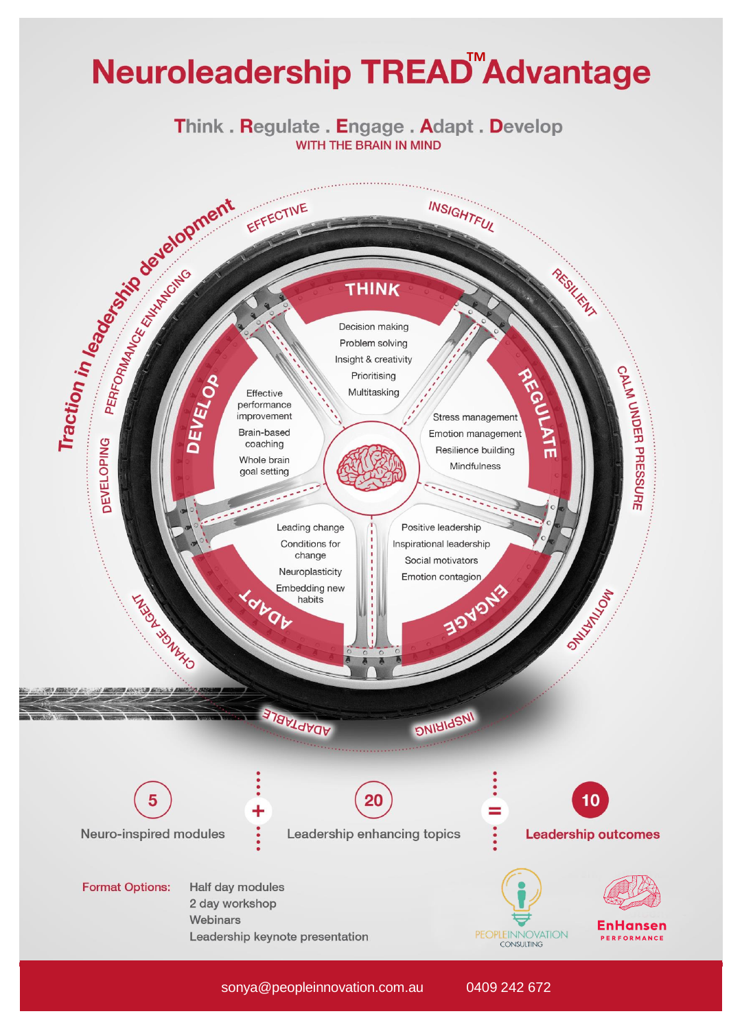# Neuroleadership TREAD™ Advantage

## Think . Regulate . Engage . Adapt . Develop

WITH THE BRAIN IN MIND

Traction in leadership development

EFFECTIVE · INSIGHTFUL · RESILIENT · CALM UNDER PRESSURE · MOTIVATING · INSPIRING · ADAPTABLE · CHANGE AGENT · DEVELOPING · PERFORMANCE ENHANCING

**THINK**
- Decision making
- Problem solving
- Insight & creativity
- Prioritising
- Multitasking

**REGULATE**
- Stress management
- Emotion management
- Resilience building
- Mindfulness

**ENGAGE**
- Positive leadership
- Inspirational leadership
- Social motivators
- Emotion contagion

**ADAPT**
- Leading change
- Conditions for change
- Neuroplasticity
- Embedding new habits

**DEVELOP**
- Effective performance improvement
- Brain-based coaching
- Whole brain goal setting

**5** Neuro-inspired modules **+** **20** Leadership enhancing topics **=** **10** Leadership outcomes

**Format Options:**
- Half day modules
- 2 day workshop
- Webinars
- Leadership keynote presentation

PEOPLEINNOVATION CONSULTING

EnHansen PERFORMANCE

sonya@peopleinnovation.com.au 0409 242 672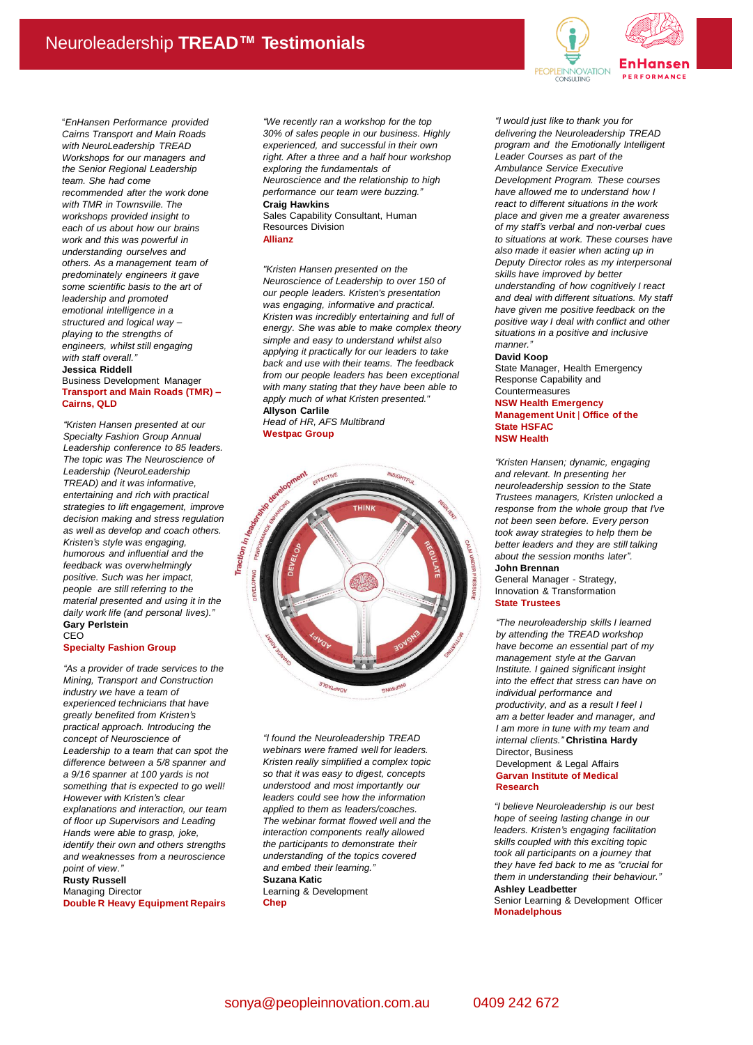# Neuroleadership **TREAD™ Testimonials**

*"EnHansen Performance provided Cairns Transport and Main Roads with NeuroLeadership TREAD Workshops for our managers and the Senior Regional Leadership team. She had come recommended after the work done with TMR in Townsville. The workshops provided insight to each of us about how our brains work and this was powerful in understanding ourselves and others. As a management team of predominately engineers it gave some scientific basis to the art of leadership and promoted emotional intelligence in a structured and logical way – playing to the strengths of engineers, whilst still engaging with staff overall."*

**Jessica Riddell**
Business Development Manager
**Transport and Main Roads (TMR) – Cairns, QLD**

*"Kristen Hansen presented at our Specialty Fashion Group Annual Leadership conference to 85 leaders. The topic was The Neuroscience of Leadership (NeuroLeadership TREAD) and it was informative, entertaining and rich with practical strategies to lift engagement, improve decision making and stress regulation as well as develop and coach others. Kristen's style was engaging, humorous and influential and the feedback was overwhelmingly positive. Such was her impact, people are still referring to the material presented and using it in the daily work life (and personal lives)."*

**Gary Perlstein**
CEO
**Specialty Fashion Group**

*"As a provider of trade services to the Mining, Transport and Construction industry we have a team of experienced technicians that have greatly benefited from Kristen's practical approach. Introducing the concept of Neuroscience of Leadership to a team that can spot the difference between a 5/8 spanner and a 9/16 spanner at 100 yards is not something that is expected to go well! However with Kristen's clear explanations and interaction, our team of floor up Supervisors and Leading Hands were able to grasp, joke, identify their own and others strengths and weaknesses from a neuroscience point of view."*

**Rusty Russell**
Managing Director
**Double R Heavy Equipment Repairs**

*"We recently ran a workshop for the top 30% of sales people in our business. Highly experienced, and successful in their own right. After a three and a half hour workshop exploring the fundamentals of Neuroscience and the relationship to high performance our team were buzzing."*

**Craig Hawkins**
Sales Capability Consultant, Human Resources Division
**Allianz**

*"Kristen Hansen presented on the Neuroscience of Leadership to over 150 of our people leaders. Kristen's presentation was engaging, informative and practical. Kristen was incredibly entertaining and full of energy. She was able to make complex theory simple and easy to understand whilst also applying it practically for our leaders to take back and use with their teams. The feedback from our people leaders has been exceptional with many stating that they have been able to apply much of what Kristen presented."*

**Allyson Carlile**
*Head of HR, AFS Multibrand*
**Westpac Group**

*"I found the Neuroleadership TREAD webinars were framed well for leaders. Kristen really simplified a complex topic so that it was easy to digest, concepts understood and most importantly our leaders could see how the information applied to them as leaders/coaches. The webinar format flowed well and the interaction components really allowed the participants to demonstrate their understanding of the topics covered and embed their learning."*

**Suzana Katic**
Learning & Development
**Chep**

*"I would just like to thank you for delivering the Neuroleadership TREAD program and the Emotionally Intelligent Leader Courses as part of the Ambulance Service Executive Development Program. These courses have allowed me to understand how I react to different situations in the work place and given me a greater awareness of my staff's verbal and non-verbal cues to situations at work. These courses have also made it easier when acting up in Deputy Director roles as my interpersonal skills have improved by better understanding of how cognitively I react and deal with different situations. My staff have given me positive feedback on the positive way I deal with conflict and other situations in a positive and inclusive manner."*

**David Koop**
State Manager, Health Emergency Response Capability and Countermeasures
**NSW Health Emergency Management Unit | Office of the State HSFAC**
**NSW Health**

*"Kristen Hansen; dynamic, engaging and relevant. In presenting her neuroleadership session to the State Trustees managers, Kristen unlocked a response from the whole group that I've not been seen before. Every person took away strategies to help them be better leaders and they are still talking about the session months later".*

**John Brennan**
General Manager - Strategy, Innovation & Transformation
**State Trustees**

*"The neuroleadership skills I learned by attending the TREAD workshop have become an essential part of my management style at the Garvan Institute. I gained significant insight into the effect that stress can have on individual performance and productivity, and as a result I feel I am a better leader and manager, and I am more in tune with my team and internal clients."* **Christina Hardy**
Director, Business Development & Legal Affairs
**Garvan Institute of Medical Research**

*"I believe Neuroleadership is our best hope of seeing lasting change in our leaders. Kristen's engaging facilitation skills coupled with this exciting topic took all participants on a journey that they have fed back to me as "crucial for them in understanding their behaviour."*

**Ashley Leadbetter**
Senior Learning & Development Officer
**Monadelphous**

sonya@peopleinnovation.com.au 0409 242 672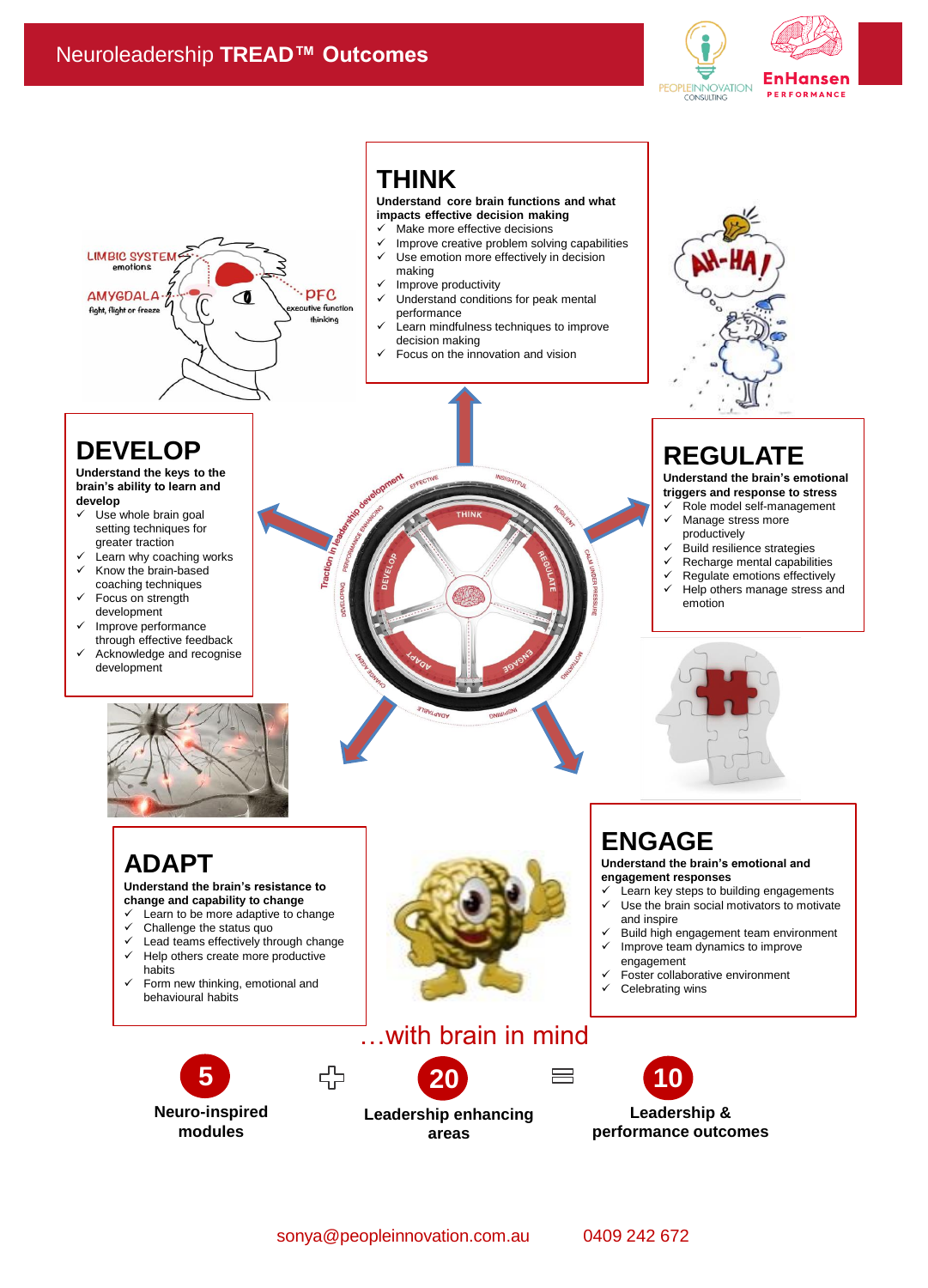# Neuroleadership TREAD™ Outcomes

## THINK

**Understand core brain functions and what impacts effective decision making**

- ✓ Make more effective decisions
- ✓ Improve creative problem solving capabilities
- ✓ Use emotion more effectively in decision making
- ✓ Improve productivity
- ✓ Understand conditions for peak mental performance
- ✓ Learn mindfulness techniques to improve decision making
- ✓ Focus on the innovation and vision

## DEVELOP

**Understand the keys to the brain's ability to learn and develop**

- ✓ Use whole brain goal setting techniques for greater traction
- ✓ Learn why coaching works
- ✓ Know the brain-based coaching techniques
- ✓ Focus on strength development
- ✓ Improve performance through effective feedback
- ✓ Acknowledge and recognise development

## REGULATE

**Understand the brain's emotional triggers and response to stress**

- ✓ Role model self-management
- ✓ Manage stress more productively
- ✓ Build resilience strategies
- ✓ Recharge mental capabilities
- ✓ Regulate emotions effectively
- ✓ Help others manage stress and emotion

## ADAPT

**Understand the brain's resistance to change and capability to change**

- ✓ Learn to be more adaptive to change
- ✓ Challenge the status quo
- ✓ Lead teams effectively through change
- ✓ Help others create more productive habits
- ✓ Form new thinking, emotional and behavioural habits

## ENGAGE

**Understand the brain's emotional and engagement responses**

- ✓ Learn key steps to building engagements
- ✓ Use the brain social motivators to motivate and inspire
- ✓ Build high engagement team environment
- ✓ Improve team dynamics to improve engagement
- ✓ Foster collaborative environment
- ✓ Celebrating wins

…with brain in mind

**5** Neuro-inspired modules + **20** Leadership enhancing areas = **10** Leadership & performance outcomes

sonya@peopleinnovation.com.au 0409 242 672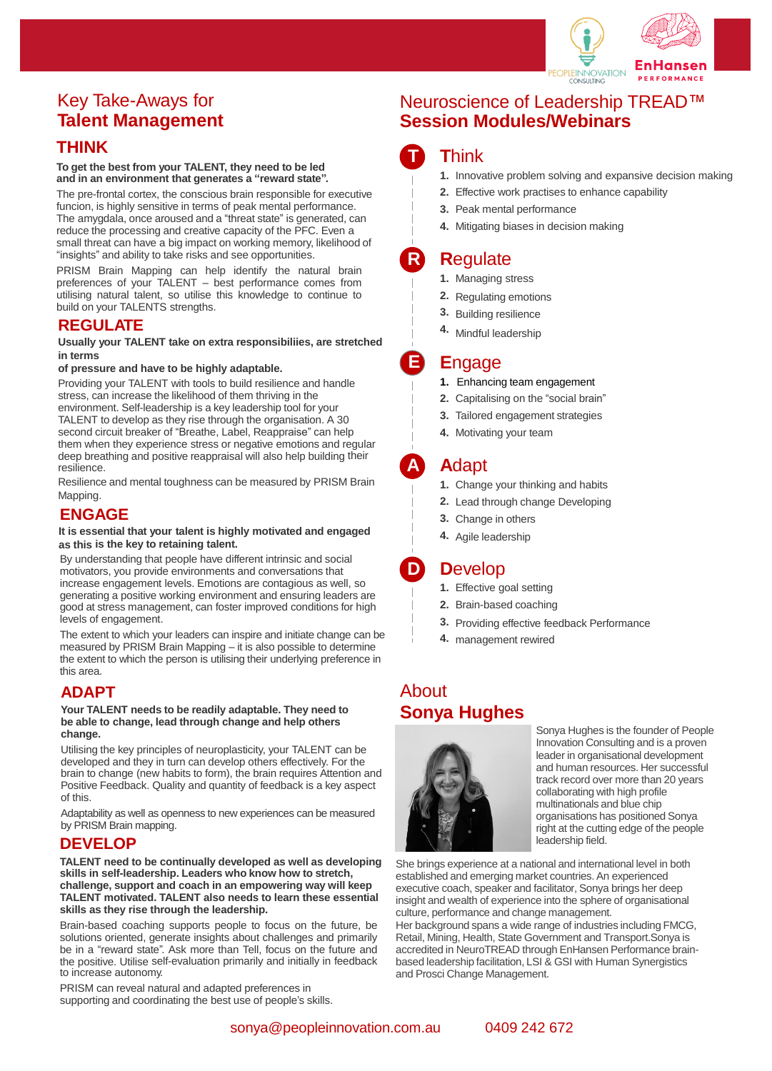PEOPLEINNOVATION CONSULTING

EnHansen PERFORMANCE

# Key Take-Aways for **Talent Management**

## THINK

**To get the best from your TALENT, they need to be led and in an environment that generates a "reward state".**

The pre-frontal cortex, the conscious brain responsible for executive funcion, is highly sensitive in terms of peak mental performance. The amygdala, once aroused and a "threat state" is generated, can reduce the processing and creative capacity of the PFC. Even a small threat can have a big impact on working memory, likelihood of "insights" and ability to take risks and see opportunities.

PRISM Brain Mapping can help identify the natural brain preferences of your TALENT – best performance comes from utilising natural talent, so utilise this knowledge to continue to build on your TALENTS strengths.

## REGULATE

**Usually your TALENT take on extra responsibiliies, are stretched in terms of pressure and have to be highly adaptable.**

Providing your TALENT with tools to build resilience and handle stress, can increase the likelihood of them thriving in the environment. Self-leadership is a key leadership tool for your TALENT to develop as they rise through the organisation. A 30 second circuit breaker of "Breathe, Label, Reappraise" can help them when they experience stress or negative emotions and regular deep breathing and positive reappraisal will also help building their resilience.

Resilience and mental toughness can be measured by PRISM Brain Mapping.

## ENGAGE

**It is essential that your talent is highly motivated and engaged as this is the key to retaining talent.**

By understanding that people have different intrinsic and social motivators, you provide environments and conversations that increase engagement levels. Emotions are contagious as well, so generating a positive working environment and ensuring leaders are good at stress management, can foster improved conditions for high levels of engagement.

The extent to which your leaders can inspire and initiate change can be measured by PRISM Brain Mapping – it is also possible to determine the extent to which the person is utilising their underlying preference in this area.

## ADAPT

**Your TALENT needs to be readily adaptable. They need to be able to change, lead through change and help others change.**

Utilising the key principles of neuroplasticity, your TALENT can be developed and they in turn can develop others effectively. For the brain to change (new habits to form), the brain requires Attention and Positive Feedback. Quality and quantity of feedback is a key aspect of this.

Adaptability as well as openness to new experiences can be measured by PRISM Brain mapping.

## DEVELOP

**TALENT need to be continually developed as well as developing skills in self-leadership. Leaders who know how to stretch, challenge, support and coach in an empowering way will keep TALENT motivated. TALENT also needs to learn these essential skills as they rise through the leadership.**

Brain-based coaching supports people to focus on the future, be solutions oriented, generate insights about challenges and primarily be in a "reward state". Ask more than Tell, focus on the future and the positive. Utilise self-evaluation primarily and initially in feedback to increase autonomy.

PRISM can reveal natural and adapted preferences in supporting and coordinating the best use of people's skills.

# Neuroscience of Leadership TREAD™ **Session Modules/Webinars**

## T Think

1. Innovative problem solving and expansive decision making
2. Effective work practises to enhance capability
3. Peak mental performance
4. Mitigating biases in decision making

## R Regulate

1. Managing stress
2. Regulating emotions
3. Building resilience
4. Mindful leadership

## E Engage

1. Enhancing team engagement
2. Capitalising on the "social brain"
3. Tailored engagement strategies
4. Motivating your team

## A Adapt

1. Change your thinking and habits
2. Lead through change Developing
3. Change in others
4. Agile leadership

## D Develop

1. Effective goal setting
2. Brain-based coaching
3. Providing effective feedback Performance
4. management rewired

# About **Sonya Hughes**

Sonya Hughes is the founder of People Innovation Consulting and is a proven leader in organisational development and human resources. Her successful track record over more than 20 years collaborating with high profile multinationals and blue chip organisations has positioned Sonya right at the cutting edge of the people leadership field.

She brings experience at a national and international level in both established and emerging market countries. An experienced executive coach, speaker and facilitator, Sonya brings her deep insight and wealth of experience into the sphere of organisational culture, performance and change management.

Her background spans a wide range of industries including FMCG, Retail, Mining, Health, State Government and Transport.Sonya is accredited in NeuroTREAD through EnHansen Performance brain-based leadership facilitation, LSI & GSI with Human Synergistics and Prosci Change Management.

sonya@peopleinnovation.com.au 0409 242 672